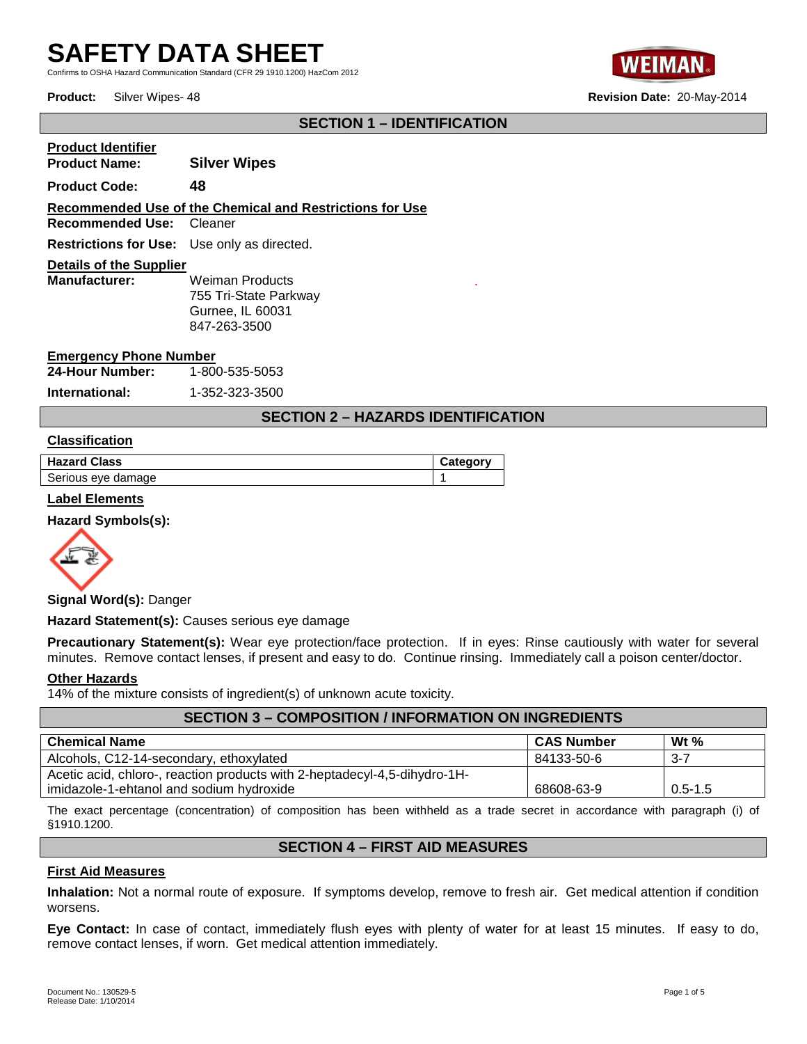# SAFETY DATA SHEET

Confirms to OSHA Hazard Communication Standard (CFR 29 1910.1200) HazCom 2012

**Product:** Silver Wipes- 48

**Revision Date:** 20-May-2014

## SECTION 1 – IDENTIFICATION

**Product Identifier**

**Product Name:** **Silver Wipes**

**Product Code:** **48**

**Recommended Use of the Chemical and Restrictions for Use**

**Recommended Use:** Cleaner

**Restrictions for Use:** Use only as directed.

**Details of the Supplier**

**Manufacturer:** Weiman Products
755 Tri-State Parkway
Gurnee, IL 60031
847-263-3500

**Emergency Phone Number**

**24-Hour Number:** 1-800-535-5053

**International:** 1-352-323-3500

## SECTION 2 – HAZARDS IDENTIFICATION

**Classification**

| Hazard Class | Category |
|---|---|
| Serious eye damage | 1 |

**Label Elements**

**Hazard Symbols(s):**

**Signal Word(s):** Danger

**Hazard Statement(s):** Causes serious eye damage

**Precautionary Statement(s):** Wear eye protection/face protection. If in eyes: Rinse cautiously with water for several minutes. Remove contact lenses, if present and easy to do. Continue rinsing. Immediately call a poison center/doctor.

**Other Hazards**

14% of the mixture consists of ingredient(s) of unknown acute toxicity.

## SECTION 3 – COMPOSITION / INFORMATION ON INGREDIENTS

| Chemical Name | CAS Number | Wt % |
|---|---|---|
| Alcohols, C12-14-secondary, ethoxylated | 84133-50-6 | 3-7 |
| Acetic acid, chloro-, reaction products with 2-heptadecyl-4,5-dihydro-1H-imidazole-1-ehtanol and sodium hydroxide | 68608-63-9 | 0.5-1.5 |

The exact percentage (concentration) of composition has been withheld as a trade secret in accordance with paragraph (i) of §1910.1200.

## SECTION 4 – FIRST AID MEASURES

**First Aid Measures**

**Inhalation:** Not a normal route of exposure. If symptoms develop, remove to fresh air. Get medical attention if condition worsens.

**Eye Contact:** In case of contact, immediately flush eyes with plenty of water for at least 15 minutes. If easy to do, remove contact lenses, if worn. Get medical attention immediately.

Document No.: 130529-5
Release Date: 1/10/2014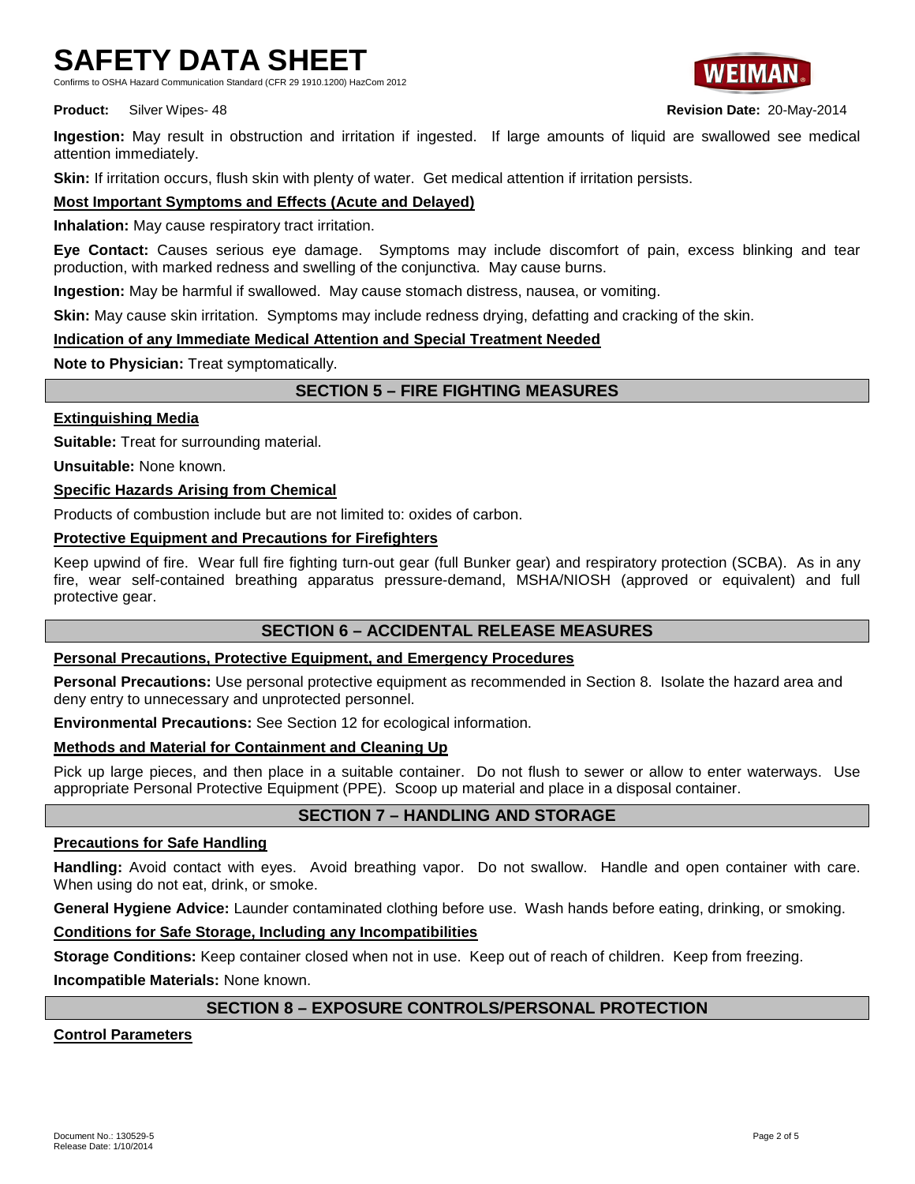**Ingestion:** May result in obstruction and irritation if ingested. If large amounts of liquid are swallowed see medical attention immediately.

**Skin:** If irritation occurs, flush skin with plenty of water. Get medical attention if irritation persists.

**Most Important Symptoms and Effects (Acute and Delayed)**

**Inhalation:** May cause respiratory tract irritation.

**Eye Contact:** Causes serious eye damage. Symptoms may include discomfort of pain, excess blinking and tear production, with marked redness and swelling of the conjunctiva. May cause burns.

**Ingestion:** May be harmful if swallowed. May cause stomach distress, nausea, or vomiting.

**Skin:** May cause skin irritation. Symptoms may include redness drying, defatting and cracking of the skin.

**Indication of any Immediate Medical Attention and Special Treatment Needed**

**Note to Physician:** Treat symptomatically.

## SECTION 5 – FIRE FIGHTING MEASURES

**Extinguishing Media**

**Suitable:** Treat for surrounding material.

**Unsuitable:** None known.

**Specific Hazards Arising from Chemical**

Products of combustion include but are not limited to: oxides of carbon.

**Protective Equipment and Precautions for Firefighters**

Keep upwind of fire. Wear full fire fighting turn-out gear (full Bunker gear) and respiratory protection (SCBA). As in any fire, wear self-contained breathing apparatus pressure-demand, MSHA/NIOSH (approved or equivalent) and full protective gear.

## SECTION 6 – ACCIDENTAL RELEASE MEASURES

**Personal Precautions, Protective Equipment, and Emergency Procedures**

**Personal Precautions:** Use personal protective equipment as recommended in Section 8. Isolate the hazard area and deny entry to unnecessary and unprotected personnel.

**Environmental Precautions:** See Section 12 for ecological information.

**Methods and Material for Containment and Cleaning Up**

Pick up large pieces, and then place in a suitable container. Do not flush to sewer or allow to enter waterways. Use appropriate Personal Protective Equipment (PPE). Scoop up material and place in a disposal container.

## SECTION 7 – HANDLING AND STORAGE

**Precautions for Safe Handling**

**Handling:** Avoid contact with eyes. Avoid breathing vapor. Do not swallow. Handle and open container with care. When using do not eat, drink, or smoke.

**General Hygiene Advice:** Launder contaminated clothing before use. Wash hands before eating, drinking, or smoking.

**Conditions for Safe Storage, Including any Incompatibilities**

**Storage Conditions:** Keep container closed when not in use. Keep out of reach of children. Keep from freezing.

**Incompatible Materials:** None known.

## SECTION 8 – EXPOSURE CONTROLS/PERSONAL PROTECTION

**Control Parameters**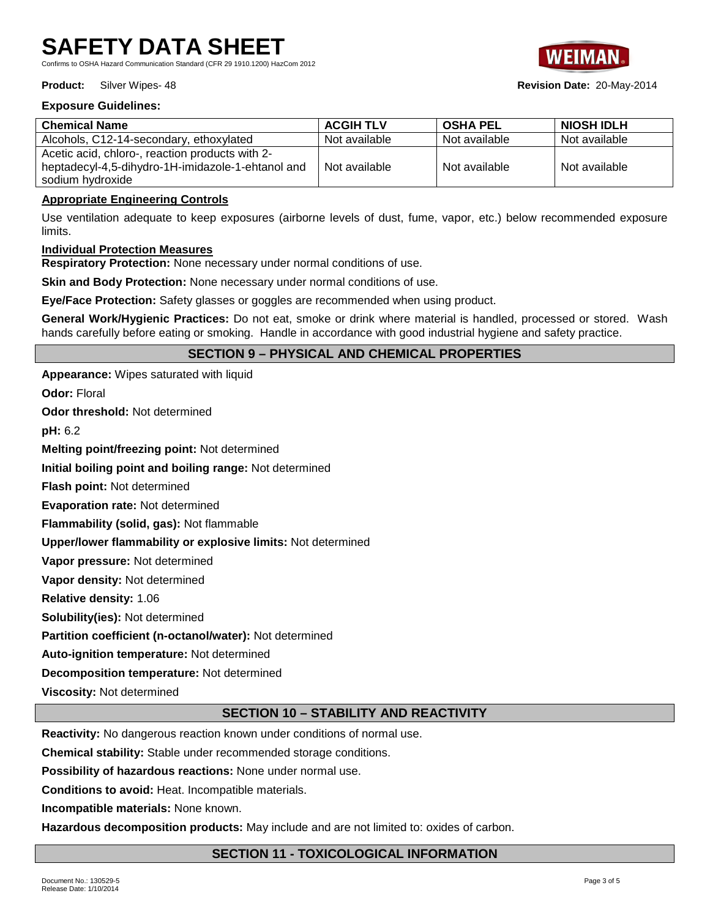**Exposure Guidelines:**

| Chemical Name | ACGIH TLV | OSHA PEL | NIOSH IDLH |
|---|---|---|---|
| Alcohols, C12-14-secondary, ethoxylated | Not available | Not available | Not available |
| Acetic acid, chloro-, reaction products with 2-heptadecyl-4,5-dihydro-1H-imidazole-1-ehtanol and sodium hydroxide | Not available | Not available | Not available |

**Appropriate Engineering Controls**

Use ventilation adequate to keep exposures (airborne levels of dust, fume, vapor, etc.) below recommended exposure limits.

**Individual Protection Measures**

**Respiratory Protection:** None necessary under normal conditions of use.

**Skin and Body Protection:** None necessary under normal conditions of use.

**Eye/Face Protection:** Safety glasses or goggles are recommended when using product.

**General Work/Hygienic Practices:** Do not eat, smoke or drink where material is handled, processed or stored. Wash hands carefully before eating or smoking. Handle in accordance with good industrial hygiene and safety practice.

## SECTION 9 – PHYSICAL AND CHEMICAL PROPERTIES

**Appearance:** Wipes saturated with liquid

**Odor:** Floral

**Odor threshold:** Not determined

**pH:** 6.2

**Melting point/freezing point:** Not determined

**Initial boiling point and boiling range:** Not determined

**Flash point:** Not determined

**Evaporation rate:** Not determined

**Flammability (solid, gas):** Not flammable

**Upper/lower flammability or explosive limits:** Not determined

**Vapor pressure:** Not determined

**Vapor density:** Not determined

**Relative density:** 1.06

**Solubility(ies):** Not determined

**Partition coefficient (n-octanol/water):** Not determined

**Auto-ignition temperature:** Not determined

**Decomposition temperature:** Not determined

**Viscosity:** Not determined

## SECTION 10 – STABILITY AND REACTIVITY

**Reactivity:** No dangerous reaction known under conditions of normal use.

**Chemical stability:** Stable under recommended storage conditions.

**Possibility of hazardous reactions:** None under normal use.

**Conditions to avoid:** Heat. Incompatible materials.

**Incompatible materials:** None known.

**Hazardous decomposition products:** May include and are not limited to: oxides of carbon.

## SECTION 11 - TOXICOLOGICAL INFORMATION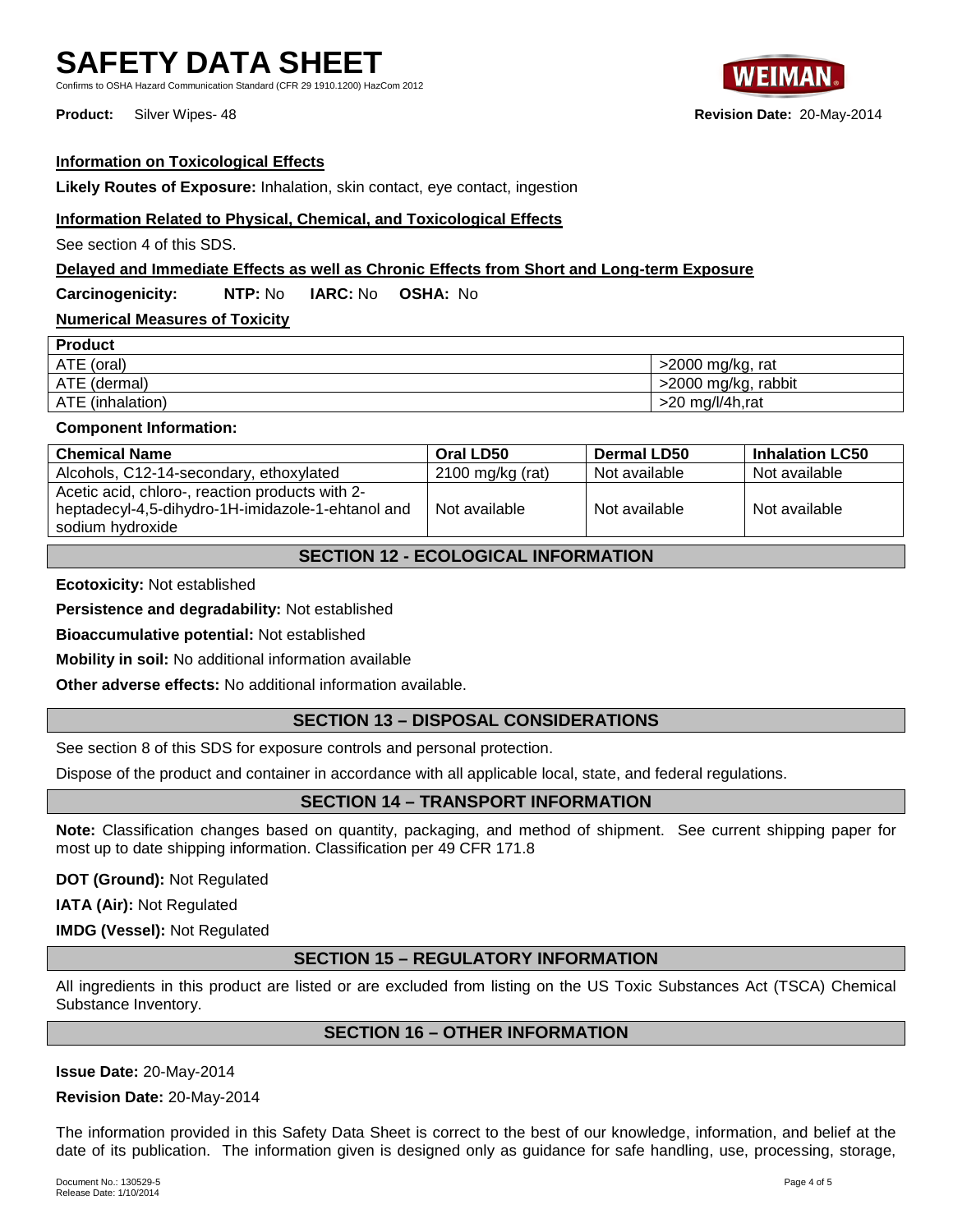### Information on Toxicological Effects

**Likely Routes of Exposure:** Inhalation, skin contact, eye contact, ingestion

### Information Related to Physical, Chemical, and Toxicological Effects

See section 4 of this SDS.

### Delayed and Immediate Effects as well as Chronic Effects from Short and Long-term Exposure

**Carcinogenicity:** **NTP:** No **IARC:** No **OSHA:** No

### Numerical Measures of Toxicity

| **Product** | |
|---|---|
| ATE (oral) | >2000 mg/kg, rat |
| ATE (dermal) | >2000 mg/kg, rabbit |
| ATE (inhalation) | >20 mg/l/4h,rat |

**Component Information:**

| Chemical Name | Oral LD50 | Dermal LD50 | Inhalation LC50 |
|---|---|---|---|
| Alcohols, C12-14-secondary, ethoxylated | 2100 mg/kg (rat) | Not available | Not available |
| Acetic acid, chloro-, reaction products with 2-heptadecyl-4,5-dihydro-1H-imidazole-1-ehtanol and sodium hydroxide | Not available | Not available | Not available |

## SECTION 12 - ECOLOGICAL INFORMATION

**Ecotoxicity:** Not established

**Persistence and degradability:** Not established

**Bioaccumulative potential:** Not established

**Mobility in soil:** No additional information available

**Other adverse effects:** No additional information available.

## SECTION 13 – DISPOSAL CONSIDERATIONS

See section 8 of this SDS for exposure controls and personal protection.

Dispose of the product and container in accordance with all applicable local, state, and federal regulations.

## SECTION 14 – TRANSPORT INFORMATION

**Note:** Classification changes based on quantity, packaging, and method of shipment. See current shipping paper for most up to date shipping information. Classification per 49 CFR 171.8

**DOT (Ground):** Not Regulated

**IATA (Air):** Not Regulated

**IMDG (Vessel):** Not Regulated

## SECTION 15 – REGULATORY INFORMATION

All ingredients in this product are listed or are excluded from listing on the US Toxic Substances Act (TSCA) Chemical Substance Inventory.

## SECTION 16 – OTHER INFORMATION

**Issue Date:** 20-May-2014

**Revision Date:** 20-May-2014

The information provided in this Safety Data Sheet is correct to the best of our knowledge, information, and belief at the date of its publication. The information given is designed only as guidance for safe handling, use, processing, storage,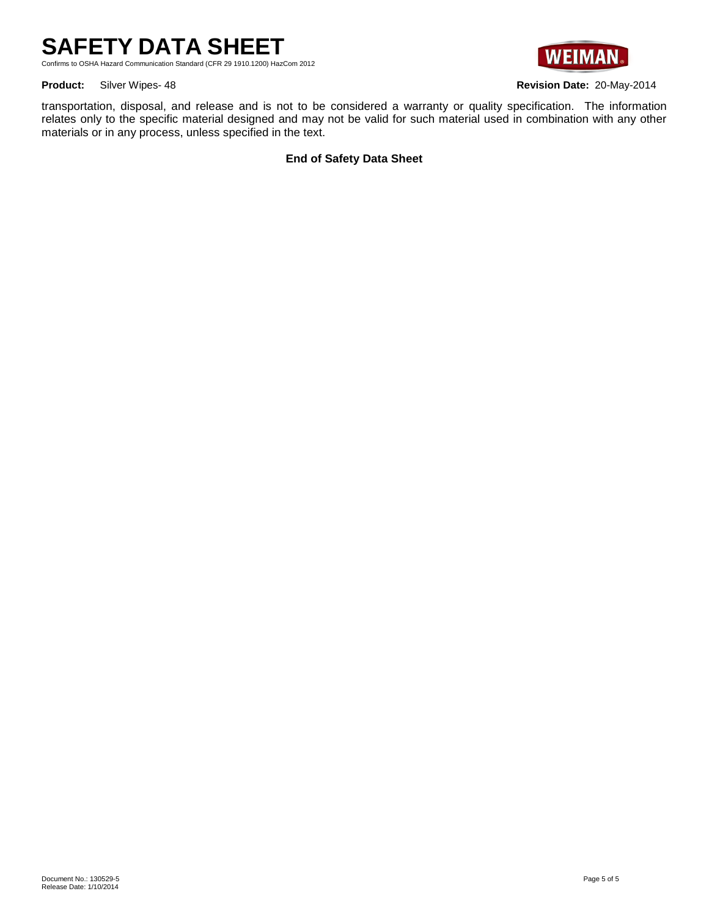transportation, disposal, and release and is not to be considered a warranty or quality specification. The information relates only to the specific material designed and may not be valid for such material used in combination with any other materials or in any process, unless specified in the text.

**End of Safety Data Sheet**